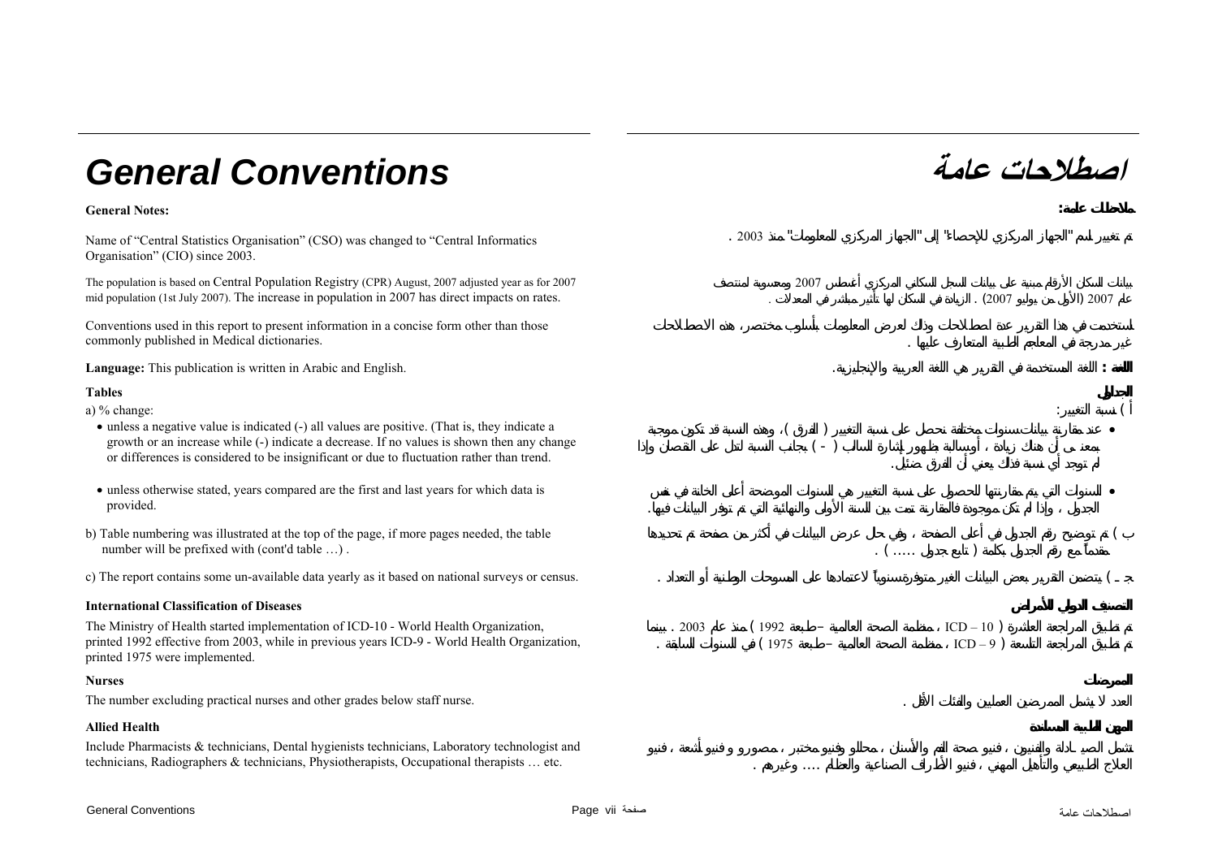# General Conventions

**General Notes:**

Name of "Central Statistics Organisation" (CSO) was changed to "Central Informatics Organisation" (CIO) since 2003.

The population is based on Central Population Registry (CPR) August, 2007 adjusted year as for 2007 mid population (1st July 2007). The increase in population in 2007 has direct impacts on rates.

Conventions used in this report to present information in a concise form other than those commonly published in Medical dictionaries.

**Language:** This publication is written in Arabic and English.

**Tables**

a) % change:

- unless a negative value is indicated (-) all values are positive. (That is, they indicate a growth or an increase while (-) indicate a decrease. If no values is shown then any change or differences is considered to be insignificant or due to fluctuation rather than trend.
- unless otherwise stated, years compared are the first and last years for which data is provided.

b) Table numbering was illustrated at the top of the page, if more pages needed, the table number will be prefixed with (cont'd table …) .

c) The report contains some un-available data yearly as it based on national surveys or census.

**International Classification of Diseases**

The Ministry of Health started implementation of ICD-10 - World Health Organization, printed 1992 effective from 2003, while in previous years ICD-9 - World Health Organization, printed 1975 were implemented.

**Nurses**

The number excluding practical nurses and other grades below staff nurse.

**Allied Health**

Include Pharmacists & technicians, Dental hygienists technicians, Laboratory technologist and technicians, Radiographers & technicians, Physiotherapists, Occupational therapists … etc.

# اصطلاحات عامة

**ملاحظات عامة:**

تم تغيير اسم "الجهاز المركزي للإحصاء" إلى "الجهاز المركزي للمعلومات" منذ 2003 .

بيانات السكان الأرقام مبنية على بيانات السجل السكاني المركزي أغسطس 2007 ومسوية لمنتصف عام 2007 (الأول من يوليو 2007) . الزيادة في السكان لها تأثير مباشر في المعدلات .

استخدمت في هذا التقرير عدة اصطلاحات وذلك لعرض المعلومات بأسلوب مختصر، هذه الاصطلاحات غير مدرجة في المعاجم الطبية المتعارف عليها .

**اللغة :** اللغة المستخدمة في التقرير هي اللغة العربية والإنجليزية.

**الجداول**

أ ) نسبة التغيير:

- عند مقارنة بيانات سنوات مختلفة نحصل على نسبة التغيير ( الفرق ) ، وهذه النسبة قد تكون موجبة بمعنى أن هناك زيادة ، أوسالبة بظهور إشارة السالب ( - ) بجانب النسبة لتدل على النقصان وإذا لم توجد أي نسبة فذلك يعني أن الفرق ضئيل.
- السنوات التي يتم مقارنتها للحصول على نسبة التغيير هي السنوات الموضحة أعلى الخانة في نفس الجدول ، وإذا لم تكن موجودة فالمقارنة تمت بين السنة الأولى والنهائية التي تم توفر البيانات فيها.

ب ) تم توضيح رقم الجدول في أعلى الصفحة ، وفي حال عرض البيانات في أكثر من صفحة تم تحديدها مقدماً مع رقم الجدول بكلمة ( تابع جدول ..... ) .

جـ ) يتضمن التقرير بعض البيانات الغير متوفرة سنوياً لاعتمادها على المسوحات الوطنية أو التعداد .

**التصنيف الدولي للأمراض**

تم تطبيق المراجعة العاشرة ( ICD – 10 ) ، منظمة الصحة العالمية – طبعة 1992 ) منذ عام 2003 . بينما تم تطبيق المراجعة التاسعة ( ICD – 9 ) ، منظمة الصحة العالمية – طبعة 1975 ) في السنوات السابقة .

**الممرضات**

العدد لا يشمل الممرضين العمليين والفئات الأقل .

**المهن الطبية المساندة**

تشمل الصيادلة والفنيين ، وفنيو صحة الفم والأسنان ، محللو وفنيو مختبر ، مصورو و فنيو أشعة ، وفنيو العلاج الطبيعي والتأهيل المهني ، وفنيو الأطراف الصناعية والعظام .... وغيرهم .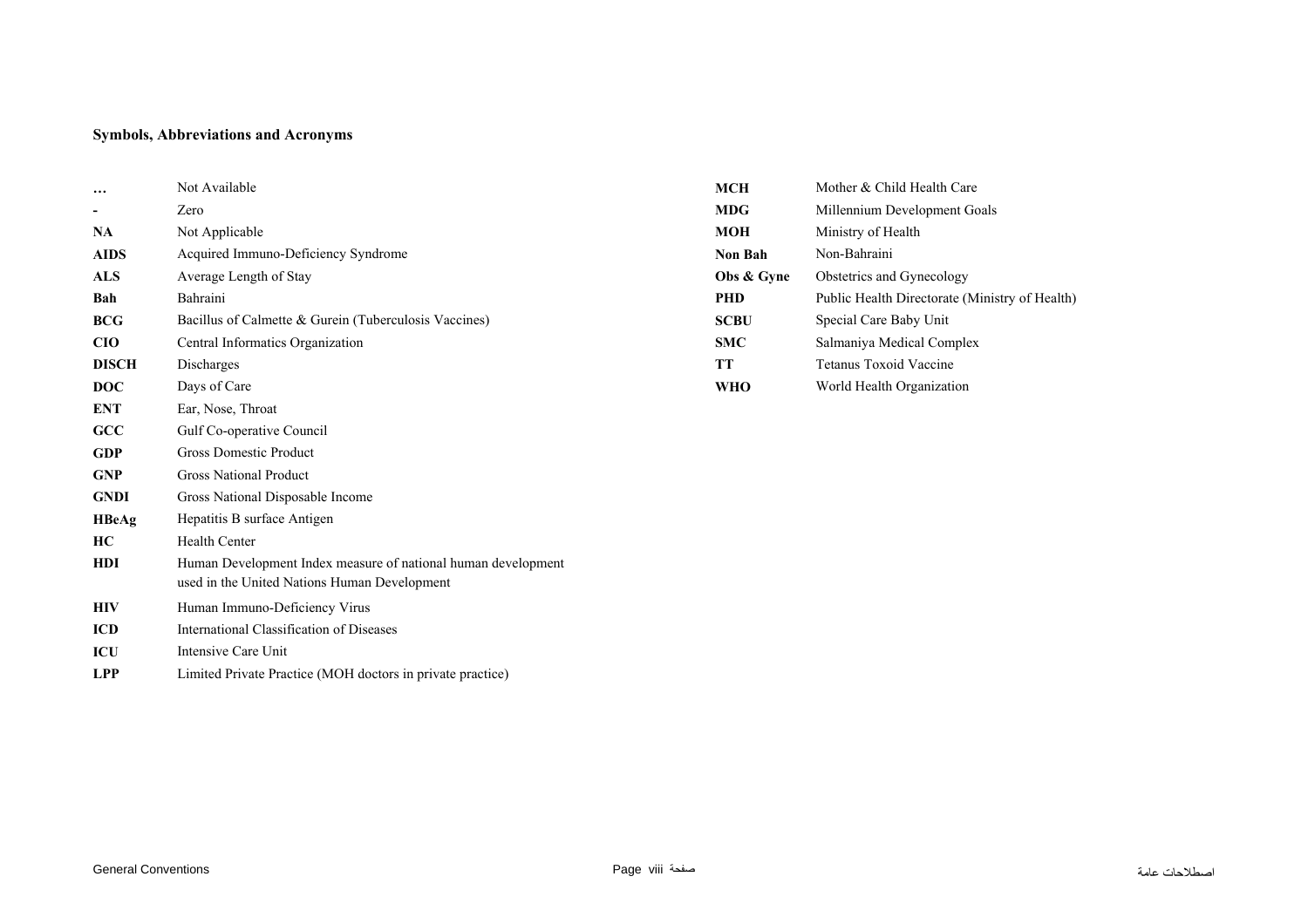### Symbols, Abbreviations and Acronyms

| | |
|---|---|
| **…** | Not Available |
| **-** | Zero |
| **NA** | Not Applicable |
| **AIDS** | Acquired Immuno-Deficiency Syndrome |
| **ALS** | Average Length of Stay |
| **Bah** | Bahraini |
| **BCG** | Bacillus of Calmette & Gurein (Tuberculosis Vaccines) |
| **CIO** | Central Informatics Organization |
| **DISCH** | Discharges |
| **DOC** | Days of Care |
| **ENT** | Ear, Nose, Throat |
| **GCC** | Gulf Co-operative Council |
| **GDP** | Gross Domestic Product |
| **GNP** | Gross National Product |
| **GNDI** | Gross National Disposable Income |
| **HBeAg** | Hepatitis B surface Antigen |
| **HC** | Health Center |
| **HDI** | Human Development Index measure of national human development used in the United Nations Human Development |
| **HIV** | Human Immuno-Deficiency Virus |
| **ICD** | International Classification of Diseases |
| **ICU** | Intensive Care Unit |
| **LPP** | Limited Private Practice (MOH doctors in private practice) |
| **MCH** | Mother & Child Health Care |
| **MDG** | Millennium Development Goals |
| **MOH** | Ministry of Health |
| **Non Bah** | Non-Bahraini |
| **Obs & Gyne** | Obstetrics and Gynecology |
| **PHD** | Public Health Directorate (Ministry of Health) |
| **SCBU** | Special Care Baby Unit |
| **SMC** | Salmaniya Medical Complex |
| **TT** | Tetanus Toxoid Vaccine |
| **WHO** | World Health Organization |